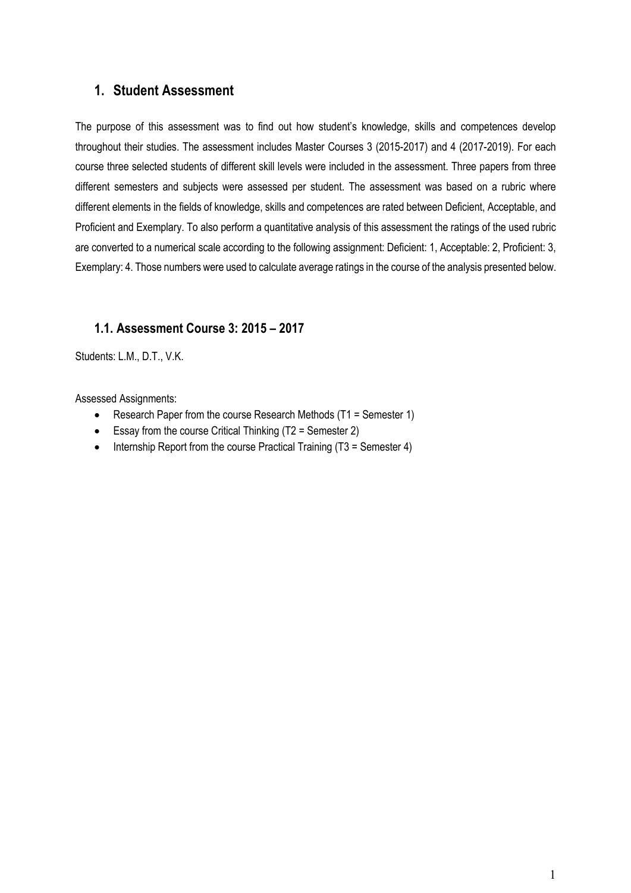# 1. Student Assessment

The purpose of this assessment was to find out how student's knowledge, skills and competences develop throughout their studies. The assessment includes Master Courses 3 (2015-2017) and 4 (2017-2019). For each course three selected students of different skill levels were included in the assessment. Three papers from three different semesters and subjects were assessed per student. The assessment was based on a rubric where different elements in the fields of knowledge, skills and competences are rated between Deficient, Acceptable, and Proficient and Exemplary. To also perform a quantitative analysis of this assessment the ratings of the used rubric are converted to a numerical scale according to the following assignment: Deficient: 1, Acceptable: 2, Proficient: 3, Exemplary: 4. Those numbers were used to calculate average ratings in the course of the analysis presented below.

## 1.1. Assessment Course 3: 2015 – 2017

Students: L.M., D.T., V.K.

Assessed Assignments:

- Research Paper from the course Research Methods (T1 = Semester 1)
- Essay from the course Critical Thinking (T2 = Semester 2)
- Internship Report from the course Practical Training (T3 = Semester 4)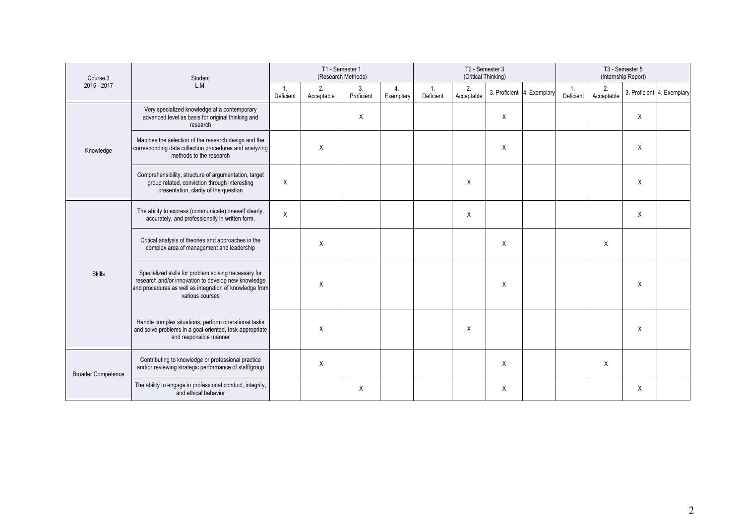| Course 3 2015 - 2017 | Student L.M. | T1 - Semester 1 (Research Methods) | | | | T2 - Semester 3 (Critical Thinking) | | | | T3 - Semester 5 (Internship Report) | | | |
|---|---|---|---|---|---|---|---|---|---|---|---|---|---|
| | | 1. Deficient | 2. Acceptable | 3. Proficient | 4. Exemplary | 1. Deficient | 2. Acceptable | 3. Proficient | 4. Exemplary | 1. Deficient | 2. Acceptable | 3. Proficient | 4. Exemplary |
| Knowledge | Very specialized knowledge at a contemporary advanced level as basis for original thinking and research | | | X | | | | X | | | | X | |
| | Matches the selection of the research design and the corresponding data collection procedures and analyzing methods to the research | | X | | | | | X | | | | X | |
| | Comprehensibility, structure of argumentation, target group related, conviction through interesting presentation, clarity of the question | X | | | | | X | | | | | X | |
| Skills | The ability to express (communicate) oneself clearly, accurately, and professionally in written form. | X | | | | | X | | | | | X | |
| | Critical analysis of theories and approaches in the complex area of management and leadership | | X | | | | | X | | | X | | |
| | Specialized skills for problem solving necessary for research and/or innovation to develop new knowledge and procedures as well as integration of knowledge from various courses | | X | | | | | X | | | | X | |
| | Handle complex situations, perform operational tasks and solve problems in a goal-oriented, task-appropriate and responsible manner | | X | | | | X | | | | | X | |
| Broader Competence | Contributing to knowledge or professional practice and/or reviewing strategic performance of staff/group | | X | | | | | X | | | X | | |
| | The ability to engage in professional conduct, integrity, and ethical behavior | | | X | | | | X | | | | X | |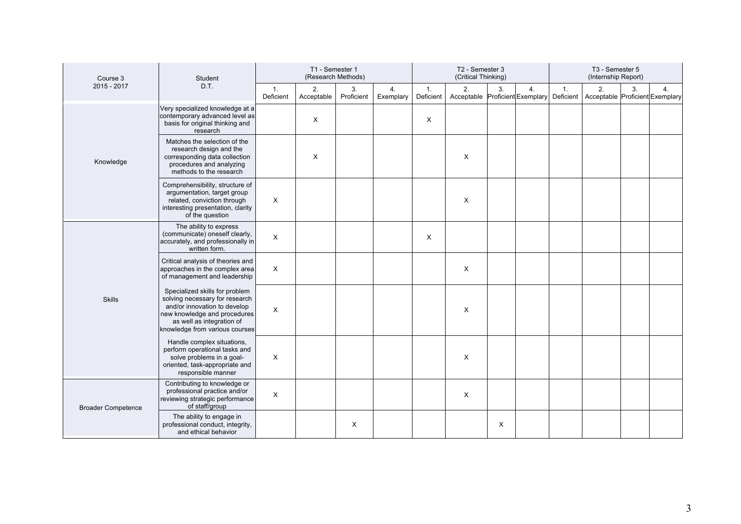| Course 3 2015 - 2017 | Student D.T. | T1 - Semester 1 (Research Methods) | | | | T2 - Semester 3 (Critical Thinking) | | | | T3 - Semester 5 (Internship Report) | | | |
|---|---|---|---|---|---|---|---|---|---|---|---|---|---|
| | | 1. Deficient | 2. Acceptable | 3. Proficient | 4. Exemplary | 1. Deficient | 2. Acceptable | 3. Proficient | 4. Exemplary | 1. Deficient | 2. Acceptable | 3. Proficient | 4. Exemplary |
| Knowledge | Very specialized knowledge at a contemporary advanced level as basis for original thinking and research | | X | | | X | | | | | | | |
| | Matches the selection of the research design and the corresponding data collection procedures and analyzing methods to the research | | X | | | | X | | | | | | |
| | Comprehensibility, structure of argumentation, target group related, conviction through interesting presentation, clarity of the question | X | | | | | X | | | | | | |
| Skills | The ability to express (communicate) oneself clearly, accurately, and professionally in written form. | X | | | | X | | | | | | | |
| | Critical analysis of theories and approaches in the complex area of management and leadership | X | | | | | X | | | | | | |
| | Specialized skills for problem solving necessary for research and/or innovation to develop new knowledge and procedures as well as integration of knowledge from various courses | X | | | | | X | | | | | | |
| | Handle complex situations, perform operational tasks and solve problems in a goal-oriented, task-appropriate and responsible manner | X | | | | | X | | | | | | |
| Broader Competence | Contributing to knowledge or professional practice and/or reviewing strategic performance of staff/group | X | | | | | X | | | | | | |
| | The ability to engage in professional conduct, integrity, and ethical behavior | | | X | | | | X | | | | | |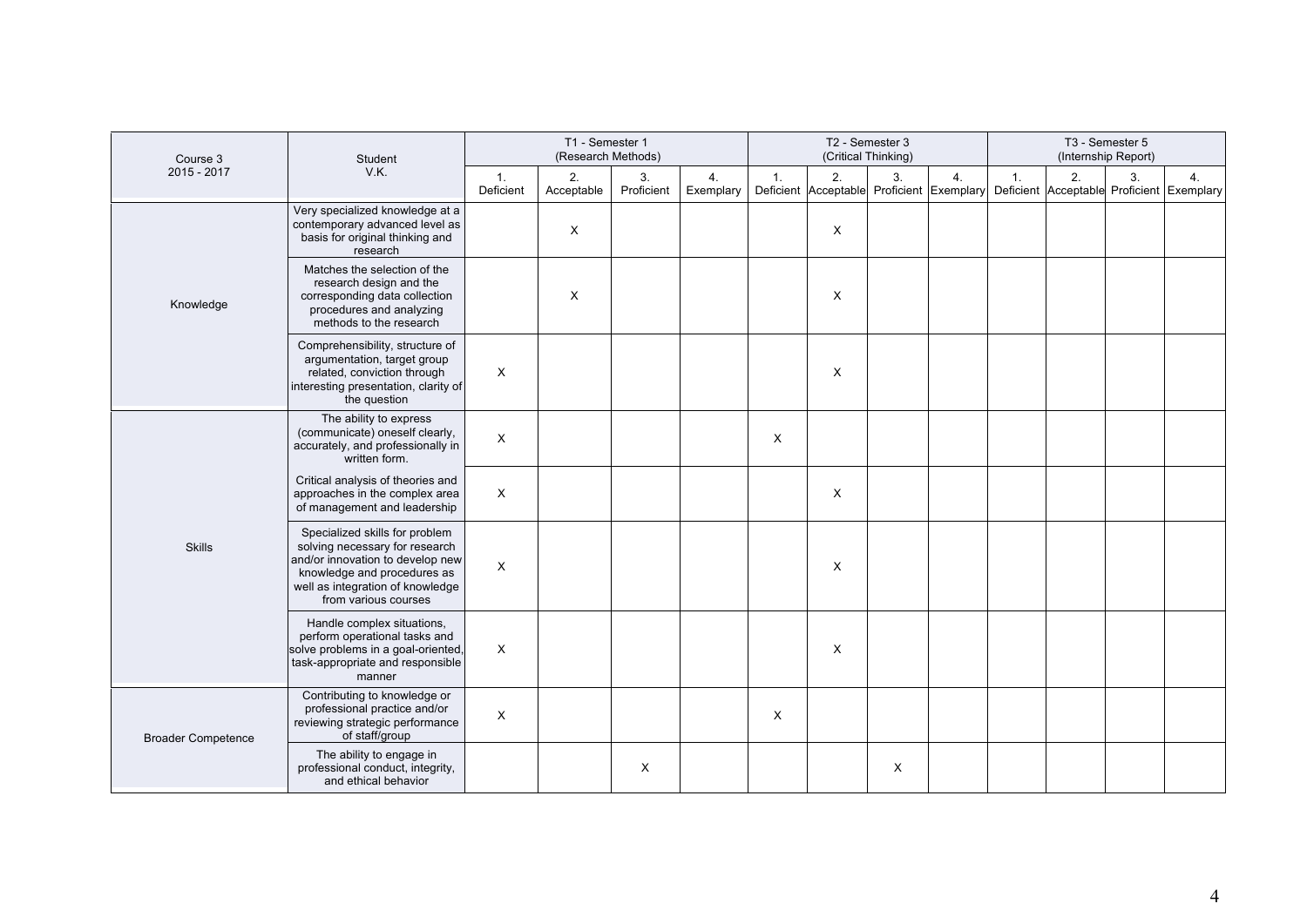| Course 3<br>2015 - 2017 | Student<br>V.K. | T1 - Semester 1<br>(Research Methods) | | | | T2 - Semester 3<br>(Critical Thinking) | | | | T3 - Semester 5<br>(Internship Report) | | | |
|---|---|---|---|---|---|---|---|---|---|---|---|---|---|
| | | 1.<br>Deficient | 2.<br>Acceptable | 3.<br>Proficient | 4.<br>Exemplary | 1.<br>Deficient | 2.<br>Acceptable | 3.<br>Proficient | 4.<br>Exemplary | 1.<br>Deficient | 2.<br>Acceptable | 3.<br>Proficient | 4.<br>Exemplary |
| Knowledge | Very specialized knowledge at a contemporary advanced level as basis for original thinking and research | | X | | | | X | | | | | | |
| | Matches the selection of the research design and the corresponding data collection procedures and analyzing methods to the research | | X | | | | X | | | | | | |
| | Comprehensibility, structure of argumentation, target group related, conviction through interesting presentation, clarity of the question | X | | | | | X | | | | | | |
| Skills | The ability to express (communicate) oneself clearly, accurately, and professionally in written form. | X | | | | X | | | | | | | |
| | Critical analysis of theories and approaches in the complex area of management and leadership | X | | | | | X | | | | | | |
| | Specialized skills for problem solving necessary for research and/or innovation to develop new knowledge and procedures as well as integration of knowledge from various courses | X | | | | | X | | | | | | |
| | Handle complex situations, perform operational tasks and solve problems in a goal-oriented, task-appropriate and responsible manner | X | | | | | X | | | | | | |
| Broader Competence | Contributing to knowledge or professional practice and/or reviewing strategic performance of staff/group | X | | | | X | | | | | | | |
| | The ability to engage in professional conduct, integrity, and ethical behavior | | | X | | | | X | | | | | |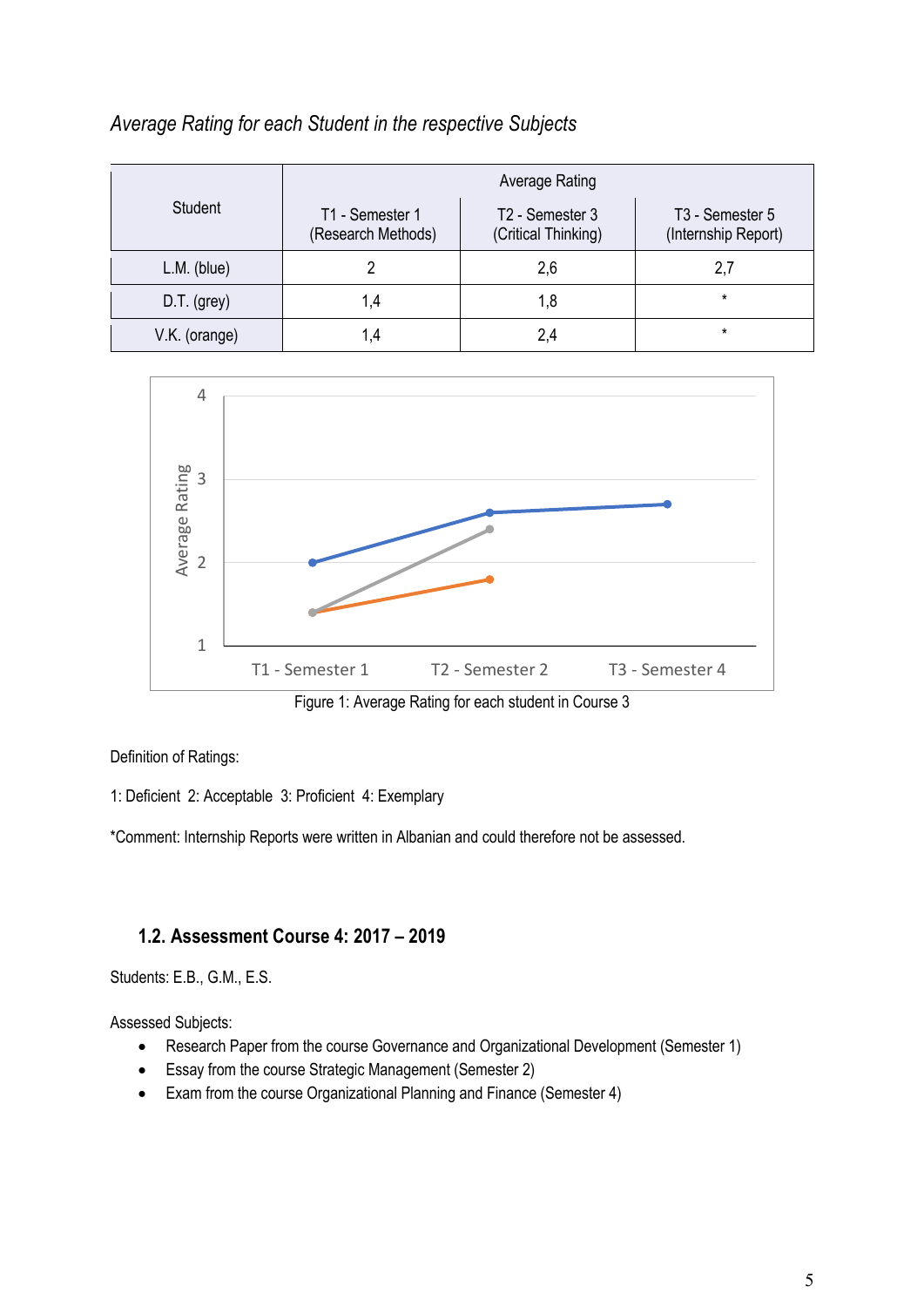*Average Rating for each Student in the respective Subjects*

| Student | Average Rating | | |
|---|---|---|---|
| | T1 - Semester 1 (Research Methods) | T2 - Semester 3 (Critical Thinking) | T3 - Semester 5 (Internship Report) |
| L.M. (blue) | 2 | 2,6 | 2,7 |
| D.T. (grey) | 1,4 | 1,8 | * |
| V.K. (orange) | 1,4 | 2,4 | * |

Figure 1: Average Rating for each student in Course 3

Definition of Ratings:

1: Deficient 2: Acceptable 3: Proficient 4: Exemplary

*Comment: Internship Reports were written in Albanian and could therefore not be assessed.

### 1.2. Assessment Course 4: 2017 – 2019

Students: E.B., G.M., E.S.

Assessed Subjects:

- Research Paper from the course Governance and Organizational Development (Semester 1)
- Essay from the course Strategic Management (Semester 2)
- Exam from the course Organizational Planning and Finance (Semester 4)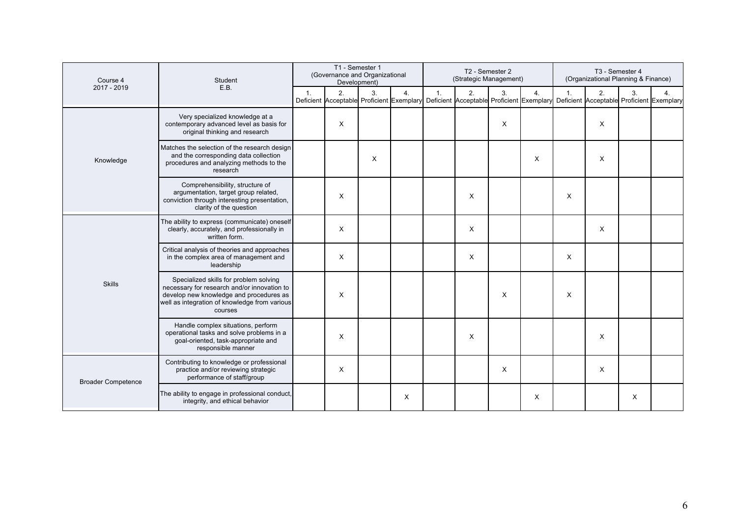| Course 4 2017 - 2019 | Student E.B. | T1 - Semester 1 (Governance and Organizational Development) | | | | T2 - Semester 2 (Strategic Management) | | | | T3 - Semester 4 (Organizational Planning & Finance) | | | |
|---|---|---|---|---|---|---|---|---|---|---|---|---|---|
| | | 1. Deficient | 2. Acceptable | 3. Proficient | 4. Exemplary | 1. Deficient | 2. Acceptable | 3. Proficient | 4. Exemplary | 1. Deficient | 2. Acceptable | 3. Proficient | 4. Exemplary |
| Knowledge | Very specialized knowledge at a contemporary advanced level as basis for original thinking and research | | X | | | | | X | | | X | | |
| | Matches the selection of the research design and the corresponding data collection procedures and analyzing methods to the research | | | X | | | | | X | | X | | |
| | Comprehensibility, structure of argumentation, target group related, conviction through interesting presentation, clarity of the question | | X | | | | X | | | X | | | |
| Skills | The ability to express (communicate) oneself clearly, accurately, and professionally in written form. | | X | | | | X | | | | X | | |
| | Critical analysis of theories and approaches in the complex area of management and leadership | | X | | | | X | | | X | | | |
| | Specialized skills for problem solving necessary for research and/or innovation to develop new knowledge and procedures as well as integration of knowledge from various courses | | X | | | | | X | | X | | | |
| | Handle complex situations, perform operational tasks and solve problems in a goal-oriented, task-appropriate and responsible manner | | X | | | | X | | | | X | | |
| Broader Competence | Contributing to knowledge or professional practice and/or reviewing strategic performance of staff/group | | X | | | | | X | | | X | | |
| | The ability to engage in professional conduct, integrity, and ethical behavior | | | | X | | | | X | | | X | |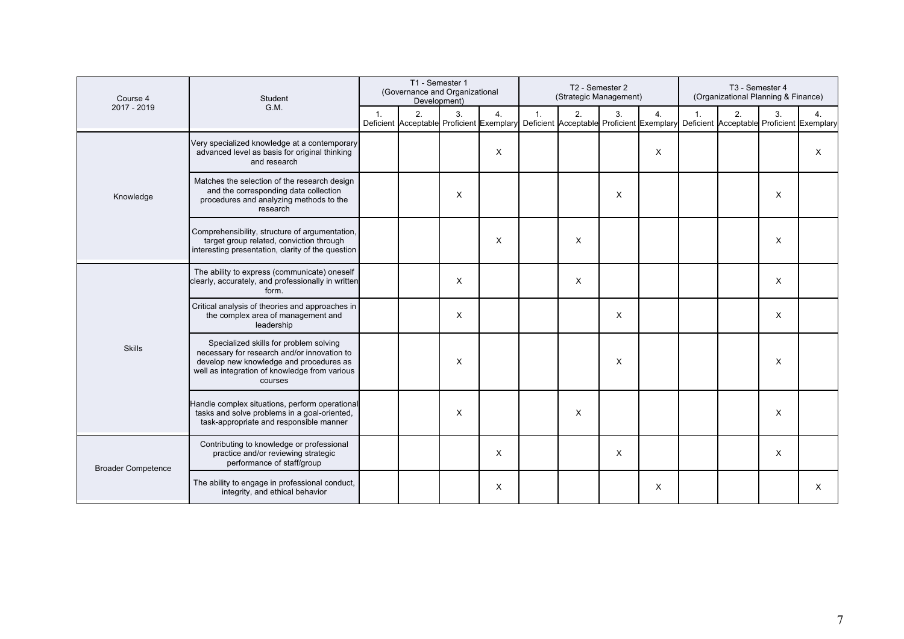| Course 4 2017 - 2019 | Student G.M. | T1 - Semester 1 (Governance and Organizational Development) | | | | T2 - Semester 2 (Strategic Management) | | | | T3 - Semester 4 (Organizational Planning & Finance) | | | |
|---|---|---|---|---|---|---|---|---|---|---|---|---|---|
| | | 1. Deficient | 2. Acceptable | 3. Proficient | 4. Exemplary | 1. Deficient | 2. Acceptable | 3. Proficient | 4. Exemplary | 1. Deficient | 2. Acceptable | 3. Proficient | 4. Exemplary |
| Knowledge | Very specialized knowledge at a contemporary advanced level as basis for original thinking and research | | | | X | | | | X | | | | X |
| | Matches the selection of the research design and the corresponding data collection procedures and analyzing methods to the research | | | X | | | | X | | | | X | |
| | Comprehensibility, structure of argumentation, target group related, conviction through interesting presentation, clarity of the question | | | | X | | X | | | | | X | |
| Skills | The ability to express (communicate) oneself clearly, accurately, and professionally in written form. | | | X | | | X | | | | | X | |
| | Critical analysis of theories and approaches in the complex area of management and leadership | | | X | | | | X | | | | X | |
| | Specialized skills for problem solving necessary for research and/or innovation to develop new knowledge and procedures as well as integration of knowledge from various courses | | | X | | | | X | | | | X | |
| | Handle complex situations, perform operational tasks and solve problems in a goal-oriented, task-appropriate and responsible manner | | | X | | | X | | | | | X | |
| Broader Competence | Contributing to knowledge or professional practice and/or reviewing strategic performance of staff/group | | | | X | | | X | | | | X | |
| | The ability to engage in professional conduct, integrity, and ethical behavior | | | | X | | | | X | | | | X |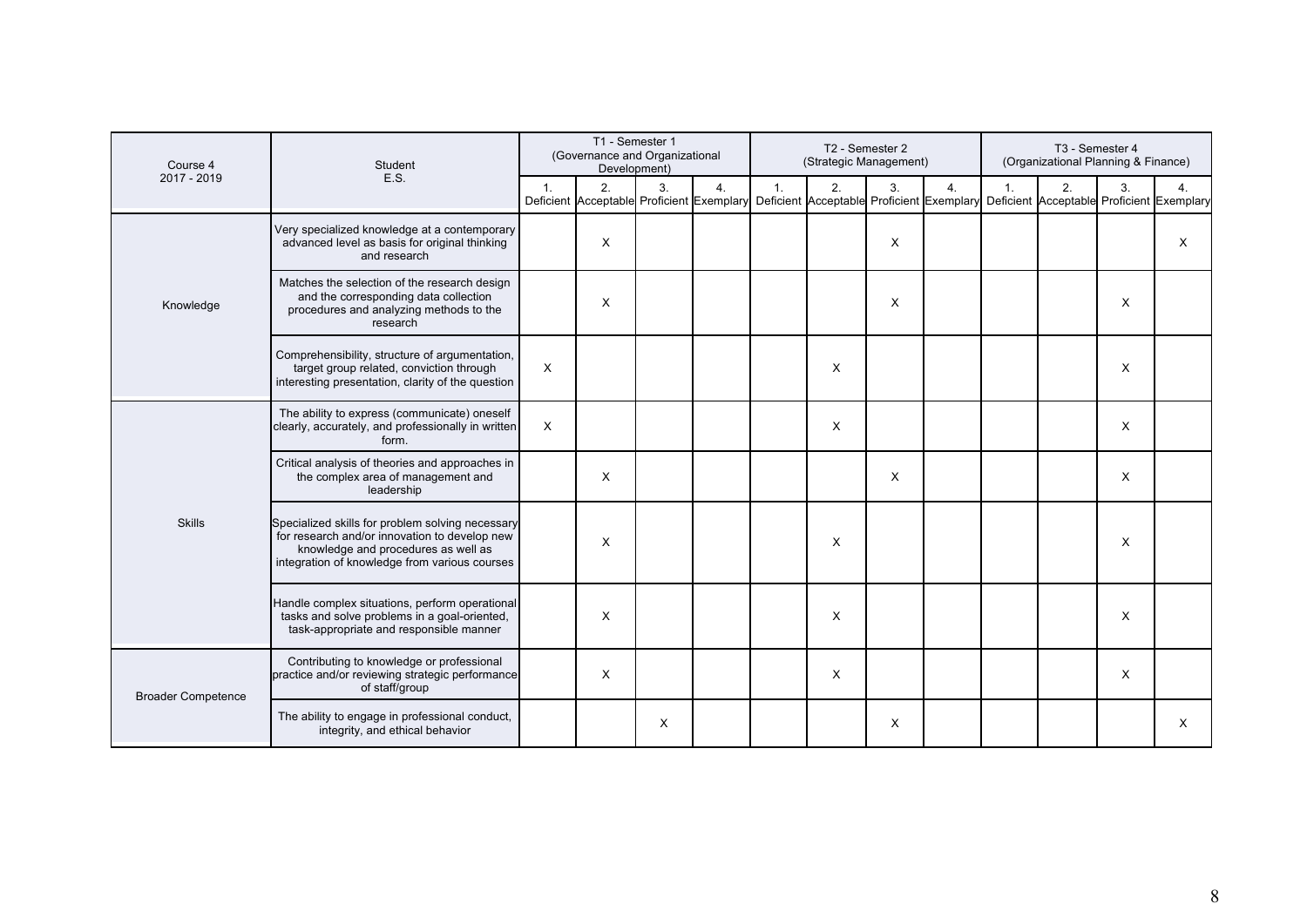| Course 4 2017 - 2019 | Student E.S. | T1 - Semester 1 (Governance and Organizational Development) | | | | T2 - Semester 2 (Strategic Management) | | | | T3 - Semester 4 (Organizational Planning & Finance) | | | |
|---|---|---|---|---|---|---|---|---|---|---|---|---|---|
| | | 1. Deficient | 2. Acceptable | 3. Proficient | 4. Exemplary | 1. Deficient | 2. Acceptable | 3. Proficient | 4. Exemplary | 1. Deficient | 2. Acceptable | 3. Proficient | 4. Exemplary |
| Knowledge | Very specialized knowledge at a contemporary advanced level as basis for original thinking and research | | X | | | | | X | | | | | X |
| | Matches the selection of the research design and the corresponding data collection procedures and analyzing methods to the research | | X | | | | | X | | | | X | |
| | Comprehensibility, structure of argumentation, target group related, conviction through interesting presentation, clarity of the question | X | | | | | X | | | | | X | |
| Skills | The ability to express (communicate) oneself clearly, accurately, and professionally in written form. | X | | | | | X | | | | | X | |
| | Critical analysis of theories and approaches in the complex area of management and leadership | | X | | | | | X | | | | X | |
| | Specialized skills for problem solving necessary for research and/or innovation to develop new knowledge and procedures as well as integration of knowledge from various courses | | X | | | | X | | | | | X | |
| | Handle complex situations, perform operational tasks and solve problems in a goal-oriented, task-appropriate and responsible manner | | X | | | | X | | | | | X | |
| Broader Competence | Contributing to knowledge or professional practice and/or reviewing strategic performance of staff/group | | X | | | | X | | | | | X | |
| | The ability to engage in professional conduct, integrity, and ethical behavior | | | X | | | | X | | | | | X |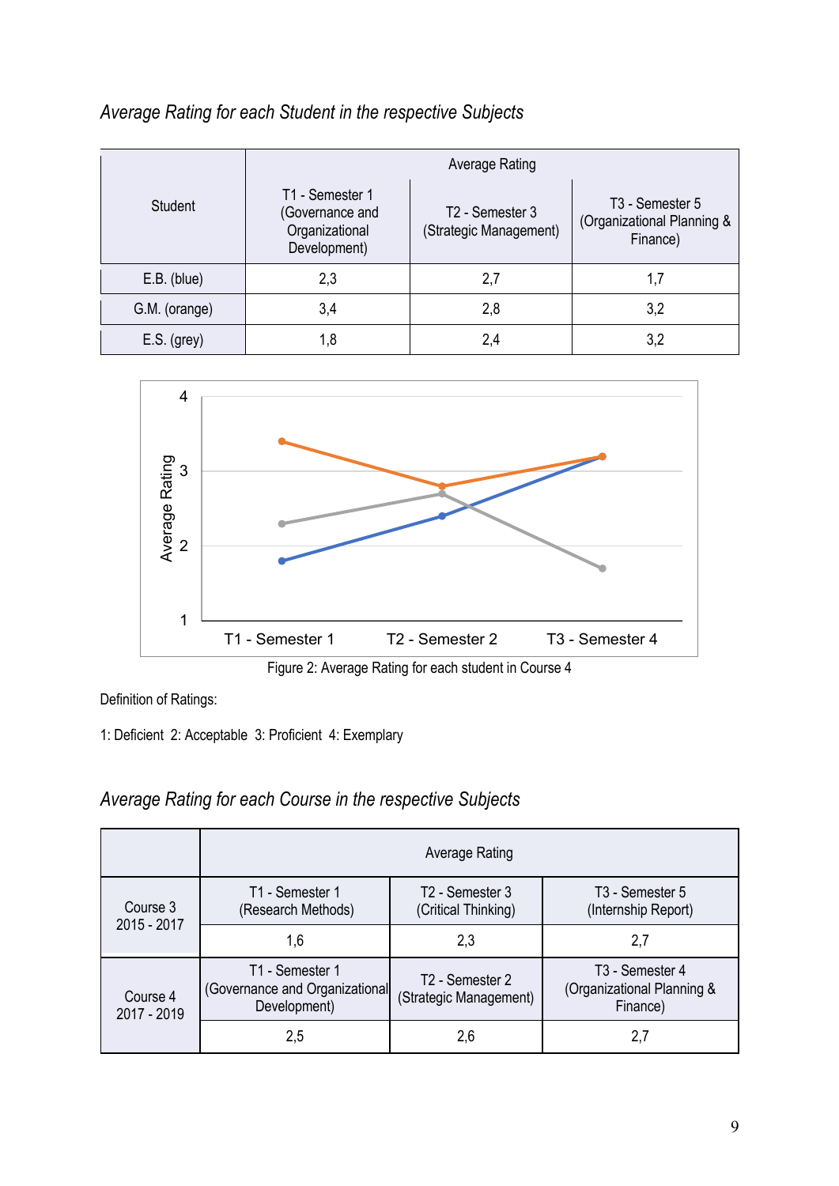*Average Rating for each Student in the respective Subjects*

| Student | Average Rating | | |
|---|---|---|---|
| | T1 - Semester 1 (Governance and Organizational Development) | T2 - Semester 3 (Strategic Management) | T3 - Semester 5 (Organizational Planning & Finance) |
| E.B. (blue) | 2,3 | 2,7 | 1,7 |
| G.M. (orange) | 3,4 | 2,8 | 3,2 |
| E.S. (grey) | 1,8 | 2,4 | 3,2 |

Figure 2: Average Rating for each student in Course 4

Definition of Ratings:

1: Deficient 2: Acceptable 3: Proficient 4: Exemplary

*Average Rating for each Course in the respective Subjects*

| | Average Rating | | |
|---|---|---|---|
| Course 3 2015 - 2017 | T1 - Semester 1 (Research Methods) | T2 - Semester 3 (Critical Thinking) | T3 - Semester 5 (Internship Report) |
| | 1,6 | 2,3 | 2,7 |
| Course 4 2017 - 2019 | T1 - Semester 1 (Governance and Organizational Development) | T2 - Semester 2 (Strategic Management) | T3 - Semester 4 (Organizational Planning & Finance) |
| | 2,5 | 2,6 | 2,7 |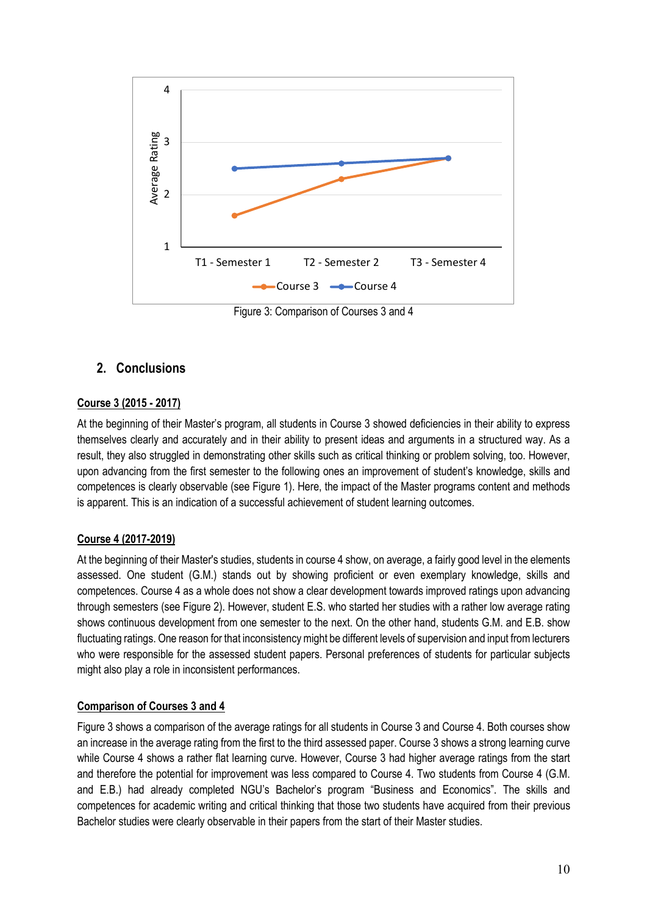Figure 3: Comparison of Courses 3 and 4

## 2. Conclusions

**Course 3 (2015 - 2017)**

At the beginning of their Master's program, all students in Course 3 showed deficiencies in their ability to express themselves clearly and accurately and in their ability to present ideas and arguments in a structured way. As a result, they also struggled in demonstrating other skills such as critical thinking or problem solving, too. However, upon advancing from the first semester to the following ones an improvement of student's knowledge, skills and competences is clearly observable (see Figure 1). Here, the impact of the Master programs content and methods is apparent. This is an indication of a successful achievement of student learning outcomes.

**Course 4 (2017-2019)**

At the beginning of their Master's studies, students in course 4 show, on average, a fairly good level in the elements assessed. One student (G.M.) stands out by showing proficient or even exemplary knowledge, skills and competences. Course 4 as a whole does not show a clear development towards improved ratings upon advancing through semesters (see Figure 2). However, student E.S. who started her studies with a rather low average rating shows continuous development from one semester to the next. On the other hand, students G.M. and E.B. show fluctuating ratings. One reason for that inconsistency might be different levels of supervision and input from lecturers who were responsible for the assessed student papers. Personal preferences of students for particular subjects might also play a role in inconsistent performances.

**Comparison of Courses 3 and 4**

Figure 3 shows a comparison of the average ratings for all students in Course 3 and Course 4. Both courses show an increase in the average rating from the first to the third assessed paper. Course 3 shows a strong learning curve while Course 4 shows a rather flat learning curve. However, Course 3 had higher average ratings from the start and therefore the potential for improvement was less compared to Course 4. Two students from Course 4 (G.M. and E.B.) had already completed NGU's Bachelor's program "Business and Economics". The skills and competences for academic writing and critical thinking that those two students have acquired from their previous Bachelor studies were clearly observable in their papers from the start of their Master studies.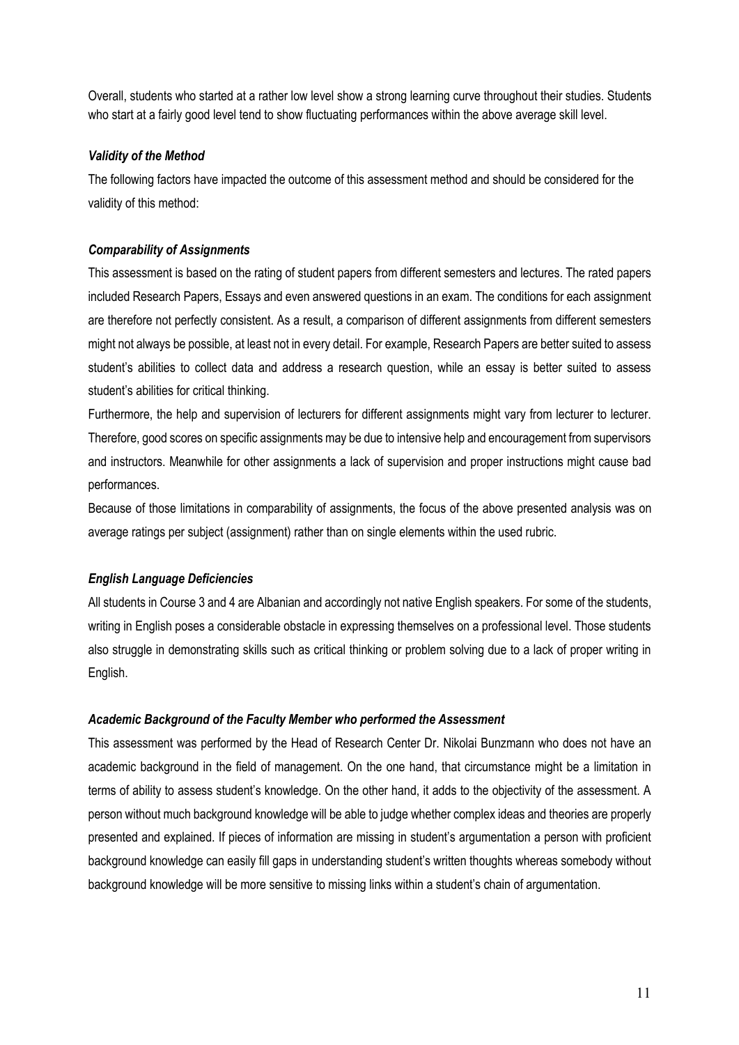Overall, students who started at a rather low level show a strong learning curve throughout their studies. Students who start at a fairly good level tend to show fluctuating performances within the above average skill level.

### *Validity of the Method*

The following factors have impacted the outcome of this assessment method and should be considered for the validity of this method:

### *Comparability of Assignments*

This assessment is based on the rating of student papers from different semesters and lectures. The rated papers included Research Papers, Essays and even answered questions in an exam. The conditions for each assignment are therefore not perfectly consistent. As a result, a comparison of different assignments from different semesters might not always be possible, at least not in every detail. For example, Research Papers are better suited to assess student's abilities to collect data and address a research question, while an essay is better suited to assess student's abilities for critical thinking.

Furthermore, the help and supervision of lecturers for different assignments might vary from lecturer to lecturer. Therefore, good scores on specific assignments may be due to intensive help and encouragement from supervisors and instructors. Meanwhile for other assignments a lack of supervision and proper instructions might cause bad performances.

Because of those limitations in comparability of assignments, the focus of the above presented analysis was on average ratings per subject (assignment) rather than on single elements within the used rubric.

### *English Language Deficiencies*

All students in Course 3 and 4 are Albanian and accordingly not native English speakers. For some of the students, writing in English poses a considerable obstacle in expressing themselves on a professional level. Those students also struggle in demonstrating skills such as critical thinking or problem solving due to a lack of proper writing in English.

### *Academic Background of the Faculty Member who performed the Assessment*

This assessment was performed by the Head of Research Center Dr. Nikolai Bunzmann who does not have an academic background in the field of management. On the one hand, that circumstance might be a limitation in terms of ability to assess student's knowledge. On the other hand, it adds to the objectivity of the assessment. A person without much background knowledge will be able to judge whether complex ideas and theories are properly presented and explained. If pieces of information are missing in student's argumentation a person with proficient background knowledge can easily fill gaps in understanding student's written thoughts whereas somebody without background knowledge will be more sensitive to missing links within a student's chain of argumentation.